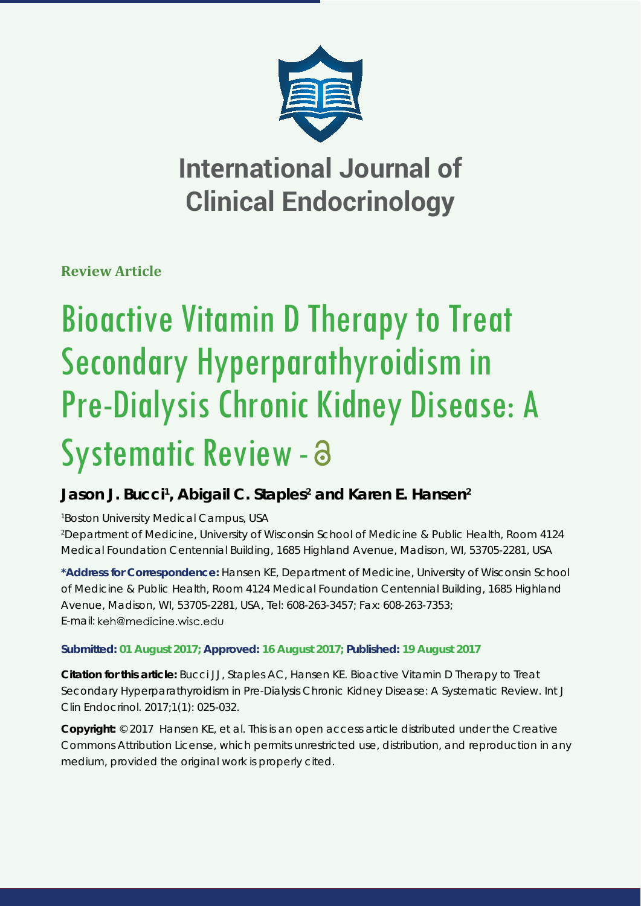# International Journal of Clinical Endocrinology

**Review Article**

# Bioactive Vitamin D Therapy to Treat Secondary Hyperparathyroidism in Pre-Dialysis Chronic Kidney Disease: A Systematic Review

**Jason J. Bucci[1], Abigail C. Staples[2] and Karen E. Hansen[2]**

[1]Boston University Medical Campus, USA

[2]Department of Medicine, University of Wisconsin School of Medicine & Public Health, Room 4124 Medical Foundation Centennial Building, 1685 Highland Avenue, Madison, WI, 53705-2281, USA

**\*Address for Correspondence:** Hansen KE, Department of Medicine, University of Wisconsin School of Medicine & Public Health, Room 4124 Medical Foundation Centennial Building, 1685 Highland Avenue, Madison, WI, 53705-2281, USA, Tel: 608-263-3457; Fax: 608-263-7353; E-mail: keh@medicine.wisc.edu

**Submitted: 01 August 2017; Approved: 16 August 2017; Published: 19 August 2017**

**Citation for this article:** Bucci JJ, Staples AC, Hansen KE. Bioactive Vitamin D Therapy to Treat Secondary Hyperparathyroidism in Pre-Dialysis Chronic Kidney Disease: A Systematic Review. Int J Clin Endocrinol. 2017;1(1): 025-032.

**Copyright:** © 2017 Hansen KE, et al. This is an open access article distributed under the Creative Commons Attribution License, which permits unrestricted use, distribution, and reproduction in any medium, provided the original work is properly cited.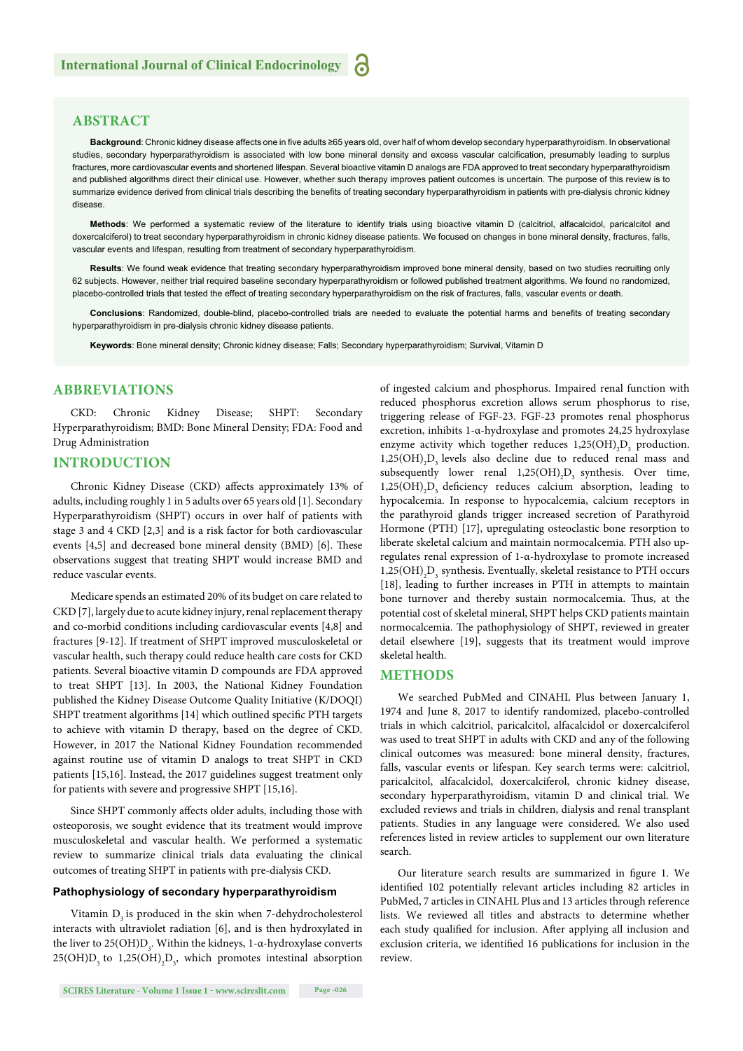## ABSTRACT

**Background**: Chronic kidney disease affects one in five adults ≥65 years old, over half of whom develop secondary hyperparathyroidism. In observational studies, secondary hyperparathyroidism is associated with low bone mineral density and excess vascular calcification, presumably leading to surplus fractures, more cardiovascular events and shortened lifespan. Several bioactive vitamin D analogs are FDA approved to treat secondary hyperparathyroidism and published algorithms direct their clinical use. However, whether such therapy improves patient outcomes is uncertain. The purpose of this review is to summarize evidence derived from clinical trials describing the benefits of treating secondary hyperparathyroidism in patients with pre-dialysis chronic kidney disease.

**Methods**: We performed a systematic review of the literature to identify trials using bioactive vitamin D (calcitriol, alfacalcidol, paricalcitol and doxercalciferol) to treat secondary hyperparathyroidism in chronic kidney disease patients. We focused on changes in bone mineral density, fractures, falls, vascular events and lifespan, resulting from treatment of secondary hyperparathyroidism.

**Results**: We found weak evidence that treating secondary hyperparathyroidism improved bone mineral density, based on two studies recruiting only 62 subjects. However, neither trial required baseline secondary hyperparathyroidism or followed published treatment algorithms. We found no randomized, placebo-controlled trials that tested the effect of treating secondary hyperparathyroidism on the risk of fractures, falls, vascular events or death.

**Conclusions**: Randomized, double-blind, placebo-controlled trials are needed to evaluate the potential harms and benefits of treating secondary hyperparathyroidism in pre-dialysis chronic kidney disease patients.

**Keywords**: Bone mineral density; Chronic kidney disease; Falls; Secondary hyperparathyroidism; Survival, Vitamin D

## ABBREVIATIONS

CKD: Chronic Kidney Disease; SHPT: Secondary Hyperparathyroidism; BMD: Bone Mineral Density; FDA: Food and Drug Administration

## INTRODUCTION

Chronic Kidney Disease (CKD) affects approximately 13% of adults, including roughly 1 in 5 adults over 65 years old [1]. Secondary Hyperparathyroidism (SHPT) occurs in over half of patients with stage 3 and 4 CKD [2,3] and is a risk factor for both cardiovascular events [4,5] and decreased bone mineral density (BMD) [6]. These observations suggest that treating SHPT would increase BMD and reduce vascular events.

Medicare spends an estimated 20% of its budget on care related to CKD [7], largely due to acute kidney injury, renal replacement therapy and co-morbid conditions including cardiovascular events [4,8] and fractures [9-12]. If treatment of SHPT improved musculoskeletal or vascular health, such therapy could reduce health care costs for CKD patients. Several bioactive vitamin D compounds are FDA approved to treat SHPT [13]. In 2003, the National Kidney Foundation published the Kidney Disease Outcome Quality Initiative (K/DOQI) SHPT treatment algorithms [14] which outlined specific PTH targets to achieve with vitamin D therapy, based on the degree of CKD. However, in 2017 the National Kidney Foundation recommended against routine use of vitamin D analogs to treat SHPT in CKD patients [15,16]. Instead, the 2017 guidelines suggest treatment only for patients with severe and progressive SHPT [15,16].

Since SHPT commonly affects older adults, including those with osteoporosis, we sought evidence that its treatment would improve musculoskeletal and vascular health. We performed a systematic review to summarize clinical trials data evaluating the clinical outcomes of treating SHPT in patients with pre-dialysis CKD.

### Pathophysiology of secondary hyperparathyroidism

Vitamin $D_3$ is produced in the skin when 7-dehydrocholesterol interacts with ultraviolet radiation [6], and is then hydroxylated in the liver to $25(OH)D_3$. Within the kidneys, 1-α-hydroxylase converts $25(OH)D_3$ to $1,25(OH)_2D_3$, which promotes intestinal absorption of ingested calcium and phosphorus. Impaired renal function with reduced phosphorus excretion allows serum phosphorus to rise, triggering release of FGF-23. FGF-23 promotes renal phosphorus excretion, inhibits 1-α-hydroxylase and promotes 24,25 hydroxylase enzyme activity which together reduces $1,25(OH)_2D_3$ production. $1,25(OH)_2D_3$ levels also decline due to reduced renal mass and subsequently lower renal $1,25(OH)_2D_3$ synthesis. Over time, $1,25(OH)_2D_3$ deficiency reduces calcium absorption, leading to hypocalcemia. In response to hypocalcemia, calcium receptors in the parathyroid glands trigger increased secretion of Parathyroid Hormone (PTH) [17], upregulating osteoclastic bone resorption to liberate skeletal calcium and maintain normocalcemia. PTH also up-regulates renal expression of 1-α-hydroxylase to promote increased $1,25(OH)_2D_3$ synthesis. Eventually, skeletal resistance to PTH occurs [18], leading to further increases in PTH in attempts to maintain bone turnover and thereby sustain normocalcemia. Thus, at the potential cost of skeletal mineral, SHPT helps CKD patients maintain normocalcemia. The pathophysiology of SHPT, reviewed in greater detail elsewhere [19], suggests that its treatment would improve skeletal health.

## METHODS

We searched PubMed and CINAHL Plus between January 1, 1974 and June 8, 2017 to identify randomized, placebo-controlled trials in which calcitriol, paricalcitol, alfacalcidol or doxercalciferol was used to treat SHPT in adults with CKD and any of the following clinical outcomes was measured: bone mineral density, fractures, falls, vascular events or lifespan. Key search terms were: calcitriol, paricalcitol, alfacalcidol, doxercalciferol, chronic kidney disease, secondary hyperparathyroidism, vitamin D and clinical trial. We excluded reviews and trials in children, dialysis and renal transplant patients. Studies in any language were considered. We also used references listed in review articles to supplement our own literature search.

Our literature search results are summarized in figure 1. We identified 102 potentially relevant articles including 82 articles in PubMed, 7 articles in CINAHL Plus and 13 articles through reference lists. We reviewed all titles and abstracts to determine whether each study qualified for inclusion. After applying all inclusion and exclusion criteria, we identified 16 publications for inclusion in the review.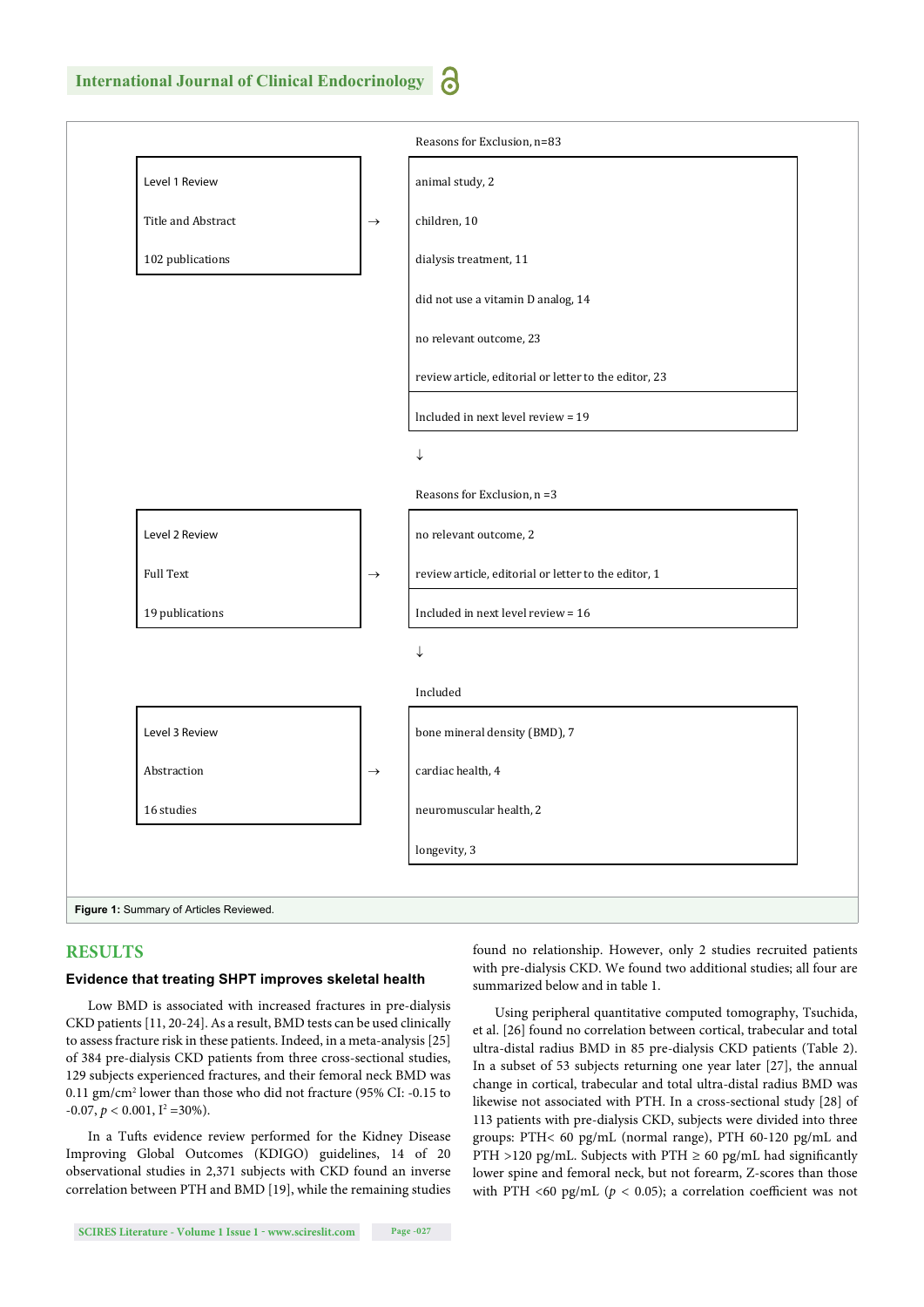| | | Reasons for Exclusion, n=83 |
|---|---|---|
| Level 1 Review<br>Title and Abstract<br>102 publications | → | animal study, 2<br>children, 10<br>dialysis treatment, 11<br>did not use a vitamin D analog, 14<br>no relevant outcome, 23<br>review article, editorial or letter to the editor, 23 |
| | | Included in next level review = 19 |
| | | ↓ |
| | | Reasons for Exclusion, n =3 |
| Level 2 Review<br>Full Text<br>19 publications | → | no relevant outcome, 2<br>review article, editorial or letter to the editor, 1 |
| | | Included in next level review = 16 |
| | | ↓ |
| | | Included |
| Level 3 Review<br>Abstraction<br>16 studies | → | bone mineral density (BMD), 7<br>cardiac health, 4<br>neuromuscular health, 2<br>longevity, 3 |

**Figure 1:** Summary of Articles Reviewed.

## RESULTS

### Evidence that treating SHPT improves skeletal health

Low BMD is associated with increased fractures in pre-dialysis CKD patients [11, 20-24]. As a result, BMD tests can be used clinically to assess fracture risk in these patients. Indeed, in a meta-analysis [25] of 384 pre-dialysis CKD patients from three cross-sectional studies, 129 subjects experienced fractures, and their femoral neck BMD was 0.11 gm/cm$^2$ lower than those who did not fracture (95% CI: -0.15 to -0.07, $p < 0.001$, $I^2$ =30%).

In a Tufts evidence review performed for the Kidney Disease Improving Global Outcomes (KDIGO) guidelines, 14 of 20 observational studies in 2,371 subjects with CKD found an inverse correlation between PTH and BMD [19], while the remaining studies found no relationship. However, only 2 studies recruited patients with pre-dialysis CKD. We found two additional studies; all four are summarized below and in table 1.

Using peripheral quantitative computed tomography, Tsuchida, et al. [26] found no correlation between cortical, trabecular and total ultra-distal radius BMD in 85 pre-dialysis CKD patients (Table 2). In a subset of 53 subjects returning one year later [27], the annual change in cortical, trabecular and total ultra-distal radius BMD was likewise not associated with PTH. In a cross-sectional study [28] of 113 patients with pre-dialysis CKD, subjects were divided into three groups: PTH< 60 pg/mL (normal range), PTH 60-120 pg/mL and PTH >120 pg/mL. Subjects with PTH ≥ 60 pg/mL had significantly lower spine and femoral neck, but not forearm, Z-scores than those with PTH <60 pg/mL ($p < 0.05$); a correlation coefficient was not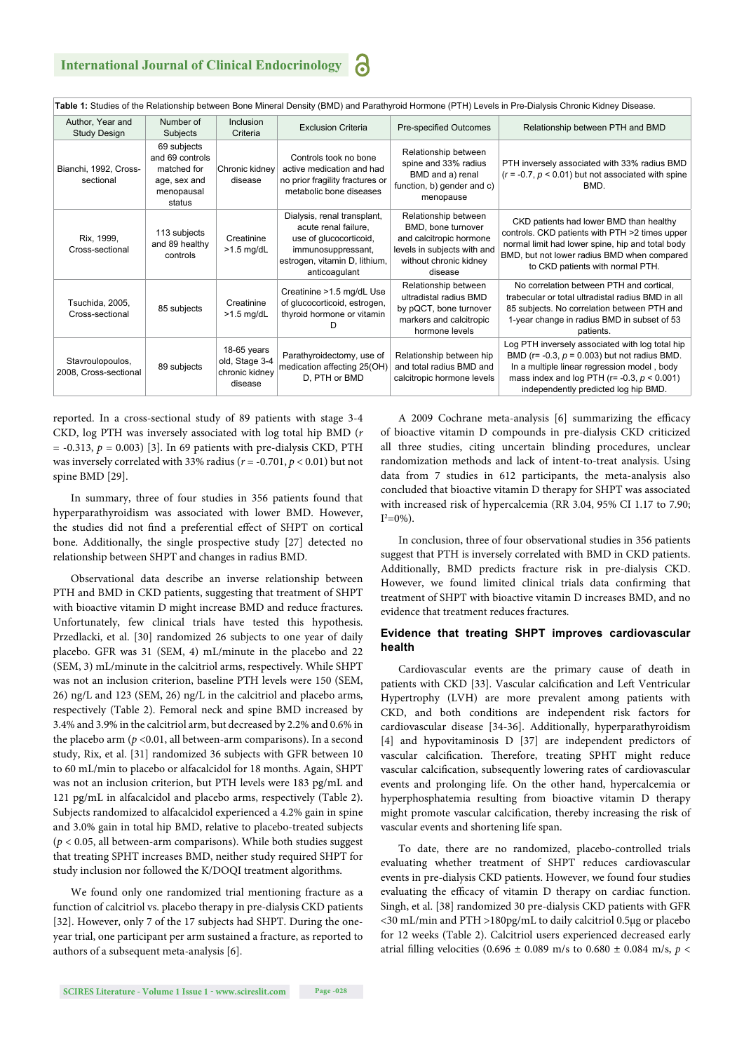**Table 1:** Studies of the Relationship between Bone Mineral Density (BMD) and Parathyroid Hormone (PTH) Levels in Pre-Dialysis Chronic Kidney Disease.

| Author, Year and Study Design | Number of Subjects | Inclusion Criteria | Exclusion Criteria | Pre-specified Outcomes | Relationship between PTH and BMD |
|---|---|---|---|---|---|
| Bianchi, 1992, Cross-sectional | 69 subjects and 69 controls matched for age, sex and menopausal status | Chronic kidney disease | Controls took no bone active medication and had no prior fragility fractures or metabolic bone diseases | Relationship between spine and 33% radius BMD and a) renal function, b) gender and c) menopause | PTH inversely associated with 33% radius BMD ($r$ = -0.7, $p$ < 0.01) but not associated with spine BMD. |
| Rix, 1999, Cross-sectional | 113 subjects and 89 healthy controls | Creatinine >1.5 mg/dL | Dialysis, renal transplant, acute renal failure, use of glucocorticoid, immunosuppressant, estrogen, vitamin D, lithium, anticoagulant | Relationship between BMD, bone turnover and calcitropic hormone levels in subjects with and without chronic kidney disease | CKD patients had lower BMD than healthy controls. CKD patients with PTH >2 times upper normal limit had lower spine, hip and total body BMD, but not lower radius BMD when compared to CKD patients with normal PTH. |
| Tsuchida, 2005, Cross-sectional | 85 subjects | Creatinine >1.5 mg/dL | Creatinine >1.5 mg/dL Use of glucocorticoid, estrogen, thyroid hormone or vitamin D | Relationship between ultradistal radius BMD by pQCT, bone turnover markers and calcitropic hormone levels | No correlation between PTH and cortical, trabecular or total ultradistal radius BMD in all 85 subjects. No correlation between PTH and 1-year change in radius BMD in subset of 53 patients. |
| Stavroulopoulos, 2008, Cross-sectional | 89 subjects | 18-65 years old, Stage 3-4 chronic kidney disease | Parathyroidectomy, use of medication affecting 25(OH) D, PTH or BMD | Relationship between hip and total radius BMD and calcitropic hormone levels | Log PTH inversely associated with log total hip BMD (r= -0.3, $p$ = 0.003) but not radius BMD. In a multiple linear regression model , body mass index and log PTH (r= -0.3, $p$ < 0.001) independently predicted log hip BMD. |

reported. In a cross-sectional study of 89 patients with stage 3-4 CKD, log PTH was inversely associated with log total hip BMD ($r$ = -0.313, $p$ = 0.003) [3]. In 69 patients with pre-dialysis CKD, PTH was inversely correlated with 33% radius ($r$ = -0.701, $p$ < 0.01) but not spine BMD [29].

In summary, three of four studies in 356 patients found that hyperparathyroidism was associated with lower BMD. However, the studies did not find a preferential effect of SHPT on cortical bone. Additionally, the single prospective study [27] detected no relationship between SHPT and changes in radius BMD.

Observational data describe an inverse relationship between PTH and BMD in CKD patients, suggesting that treatment of SHPT with bioactive vitamin D might increase BMD and reduce fractures. Unfortunately, few clinical trials have tested this hypothesis. Przedlacki, et al. [30] randomized 26 subjects to one year of daily placebo. GFR was 31 (SEM, 4) mL/minute in the placebo and 22 (SEM, 3) mL/minute in the calcitriol arms, respectively. While SHPT was not an inclusion criterion, baseline PTH levels were 150 (SEM, 26) ng/L and 123 (SEM, 26) ng/L in the calcitriol and placebo arms, respectively (Table 2). Femoral neck and spine BMD increased by 3.4% and 3.9% in the calcitriol arm, but decreased by 2.2% and 0.6% in the placebo arm ($p$ <0.01, all between-arm comparisons). In a second study, Rix, et al. [31] randomized 36 subjects with GFR between 10 to 60 mL/min to placebo or alfacalcidol for 18 months. Again, SHPT was not an inclusion criterion, but PTH levels were 183 pg/mL and 121 pg/mL in alfacalcidol and placebo arms, respectively (Table 2). Subjects randomized to alfacalcidol experienced a 4.2% gain in spine and 3.0% gain in total hip BMD, relative to placebo-treated subjects ($p$ < 0.05, all between-arm comparisons). While both studies suggest that treating SPHT increases BMD, neither study required SHPT for study inclusion nor followed the K/DOQI treatment algorithms.

We found only one randomized trial mentioning fracture as a function of calcitriol vs. placebo therapy in pre-dialysis CKD patients [32]. However, only 7 of the 17 subjects had SHPT. During the one-year trial, one participant per arm sustained a fracture, as reported to authors of a subsequent meta-analysis [6].

A 2009 Cochrane meta-analysis [6] summarizing the efficacy of bioactive vitamin D compounds in pre-dialysis CKD criticized all three studies, citing uncertain blinding procedures, unclear randomization methods and lack of intent-to-treat analysis. Using data from 7 studies in 612 participants, the meta-analysis also concluded that bioactive vitamin D therapy for SHPT was associated with increased risk of hypercalcemia (RR 3.04, 95% CI 1.17 to 7.90; $I^2$=0%).

In conclusion, three of four observational studies in 356 patients suggest that PTH is inversely correlated with BMD in CKD patients. Additionally, BMD predicts fracture risk in pre-dialysis CKD. However, we found limited clinical trials data confirming that treatment of SHPT with bioactive vitamin D increases BMD, and no evidence that treatment reduces fractures.

## Evidence that treating SHPT improves cardiovascular health

Cardiovascular events are the primary cause of death in patients with CKD [33]. Vascular calcification and Left Ventricular Hypertrophy (LVH) are more prevalent among patients with CKD, and both conditions are independent risk factors for cardiovascular disease [34-36]. Additionally, hyperparathyroidism [4] and hypovitaminosis D [37] are independent predictors of vascular calcification. Therefore, treating SPHT might reduce vascular calcification, subsequently lowering rates of cardiovascular events and prolonging life. On the other hand, hypercalcemia or hyperphosphatemia resulting from bioactive vitamin D therapy might promote vascular calcification, thereby increasing the risk of vascular events and shortening life span.

To date, there are no randomized, placebo-controlled trials evaluating whether treatment of SHPT reduces cardiovascular events in pre-dialysis CKD patients. However, we found four studies evaluating the efficacy of vitamin D therapy on cardiac function. Singh, et al. [38] randomized 30 pre-dialysis CKD patients with GFR <30 mL/min and PTH >180pg/mL to daily calcitriol 0.5μg or placebo for 12 weeks (Table 2). Calcitriol users experienced decreased early atrial filling velocities (0.696 ± 0.089 m/s to 0.680 ± 0.084 m/s, $p$ <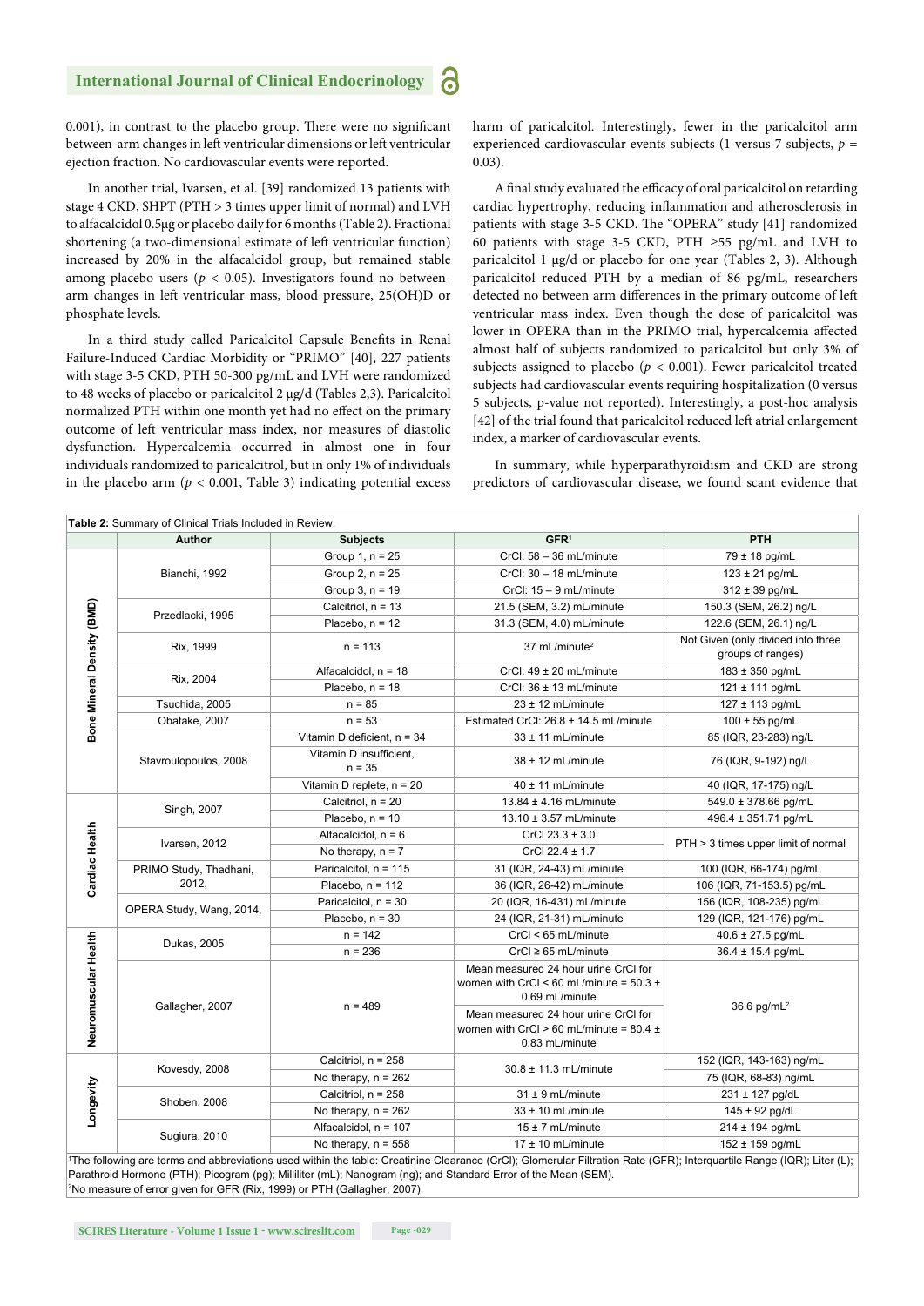0.001), in contrast to the placebo group. There were no significant between-arm changes in left ventricular dimensions or left ventricular ejection fraction. No cardiovascular events were reported.

In another trial, Ivarsen, et al. [39] randomized 13 patients with stage 4 CKD, SHPT (PTH > 3 times upper limit of normal) and LVH to alfacalcidol 0.5µg or placebo daily for 6 months (Table 2). Fractional shortening (a two-dimensional estimate of left ventricular function) increased by 20% in the alfacalcidol group, but remained stable among placebo users ($p < 0.05$). Investigators found no between-arm changes in left ventricular mass, blood pressure, 25(OH)D or phosphate levels.

In a third study called Paricalcitol Capsule Benefits in Renal Failure-Induced Cardiac Morbidity or "PRIMO" [40], 227 patients with stage 3-5 CKD, PTH 50-300 pg/mL and LVH were randomized to 48 weeks of placebo or paricalcitol 2 µg/d (Tables 2,3). Paricalcitol normalized PTH within one month yet had no effect on the primary outcome of left ventricular mass index, nor measures of diastolic dysfunction. Hypercalcemia occurred in almost one in four individuals randomized to paricalcitrol, but in only 1% of individuals in the placebo arm ($p < 0.001$, Table 3) indicating potential excess harm of paricalcitol. Interestingly, fewer in the paricalcitol arm experienced cardiovascular events subjects (1 versus 7 subjects, $p = 0.03$).

A final study evaluated the efficacy of oral paricalcitol on retarding cardiac hypertrophy, reducing inflammation and atherosclerosis in patients with stage 3-5 CKD. The "OPERA" study [41] randomized 60 patients with stage 3-5 CKD, PTH ≥55 pg/mL and LVH to paricalcitol 1 µg/d or placebo for one year (Tables 2, 3). Although paricalcitol reduced PTH by a median of 86 pg/mL, researchers detected no between arm differences in the primary outcome of left ventricular mass index. Even though the dose of paricalcitol was lower in OPERA than in the PRIMO trial, hypercalcemia affected almost half of subjects randomized to paricalcitol but only 3% of subjects assigned to placebo ($p < 0.001$). Fewer paricalcitol treated subjects had cardiovascular events requiring hospitalization (0 versus 5 subjects, p-value not reported). Interestingly, a post-hoc analysis [42] of the trial found that paricalcitol reduced left atrial enlargement index, a marker of cardiovascular events.

In summary, while hyperparathyroidism and CKD are strong predictors of cardiovascular disease, we found scant evidence that

**Table 2:** Summary of Clinical Trials Included in Review.

| | Author | Subjects | GFR[1] | PTH |
|---|---|---|---|---|
| Bone Mineral Density (BMD) | Bianchi, 1992 | Group 1, n = 25 | CrCl: 58 – 36 mL/minute | 79 ± 18 pg/mL |
| | | Group 2, n = 25 | CrCl: 30 – 18 mL/minute | 123 ± 21 pg/mL |
| | | Group 3, n = 19 | CrCl: 15 – 9 mL/minute | 312 ± 39 pg/mL |
| | Przedlacki, 1995 | Calcitriol, n = 13 | 21.5 (SEM, 3.2) mL/minute | 150.3 (SEM, 26.2) ng/L |
| | | Placebo, n = 12 | 31.3 (SEM, 4.0) mL/minute | 122.6 (SEM, 26.1) ng/L |
| | Rix, 1999 | n = 113 | 37 mL/minute[2] | Not Given (only divided into three groups of ranges) |
| | Rix, 2004 | Alfacalcidol, n = 18 | CrCl: 49 ± 20 mL/minute | 183 ± 350 pg/mL |
| | | Placebo, n = 18 | CrCl: 36 ± 13 mL/minute | 121 ± 111 pg/mL |
| | Tsuchida, 2005 | n = 85 | 23 ± 12 mL/minute | 127 ± 113 pg/mL |
| | Obatake, 2007 | n = 53 | Estimated CrCl: 26.8 ± 14.5 mL/minute | 100 ± 55 pg/mL |
| | Stavroulopoulos, 2008 | Vitamin D deficient, n = 34 | 33 ± 11 mL/minute | 85 (IQR, 23-283) ng/L |
| | | Vitamin D insufficient, n = 35 | 38 ± 12 mL/minute | 76 (IQR, 9-192) ng/L |
| | | Vitamin D replete, n = 20 | 40 ± 11 mL/minute | 40 (IQR, 17-175) ng/L |
| Cardiac Health | Singh, 2007 | Calcitriol, n = 20 | 13.84 ± 4.16 mL/minute | 549.0 ± 378.66 pg/mL |
| | | Placebo, n = 10 | 13.10 ± 3.57 mL/minute | 496.4 ± 351.71 pg/mL |
| | Ivarsen, 2012 | Alfacalcidol, n = 6 | CrCl 23.3 ± 3.0 | PTH > 3 times upper limit of normal |
| | | No therapy, n = 7 | CrCl 22.4 ± 1.7 | |
| | PRIMO Study, Thadhani, 2012, | Paricalcitol, n = 115 | 31 (IQR, 24-43) mL/minute | 100 (IQR, 66-174) pg/mL |
| | | Placebo, n = 112 | 36 (IQR, 26-42) mL/minute | 106 (IQR, 71-153.5) pg/mL |
| | OPERA Study, Wang, 2014, | Paricalcitol, n = 30 | 20 (IQR, 16-431) mL/minute | 156 (IQR, 108-235) pg/mL |
| | | Placebo, n = 30 | 24 (IQR, 21-31) mL/minute | 129 (IQR, 121-176) pg/mL |
| Neuromuscular Health | Dukas, 2005 | n = 142 | CrCl < 65 mL/minute | 40.6 ± 27.5 pg/mL |
| | | n = 236 | CrCl ≥ 65 mL/minute | 36.4 ± 15.4 pg/mL |
| | Gallagher, 2007 | n = 489 | Mean measured 24 hour urine CrCl for women with CrCl < 60 mL/minute = 50.3 ± 0.69 mL/minute | 36.6 pg/mL[2] |
| | | | Mean measured 24 hour urine CrCl for women with CrCl > 60 mL/minute = 80.4 ± 0.83 mL/minute | |
| Longevity | Kovesdy, 2008 | Calcitriol, n = 258 | 30.8 ± 11.3 mL/minute | 152 (IQR, 143-163) ng/mL |
| | | No therapy, n = 262 | | 75 (IQR, 68-83) ng/mL |
| | Shoben, 2008 | Calcitriol, n = 258 | 31 ± 9 mL/minute | 231 ± 127 pg/dL |
| | | No therapy, n = 262 | 33 ± 10 mL/minute | 145 ± 92 pg/dL |
| | Sugiura, 2010 | Alfacalcidol, n = 107 | 15 ± 7 mL/minute | 214 ± 194 pg/mL |
| | | No therapy, n = 558 | 17 ± 10 mL/minute | 152 ± 159 pg/mL |

[1]The following are terms and abbreviations used within the table: Creatinine Clearance (CrCl); Glomerular Filtration Rate (GFR); Interquartile Range (IQR); Liter (L); Parathroid Hormone (PTH); Picogram (pg); Milliliter (mL); Nanogram (ng); and Standard Error of the Mean (SEM).
[2]No measure of error given for GFR (Rix, 1999) or PTH (Gallagher, 2007).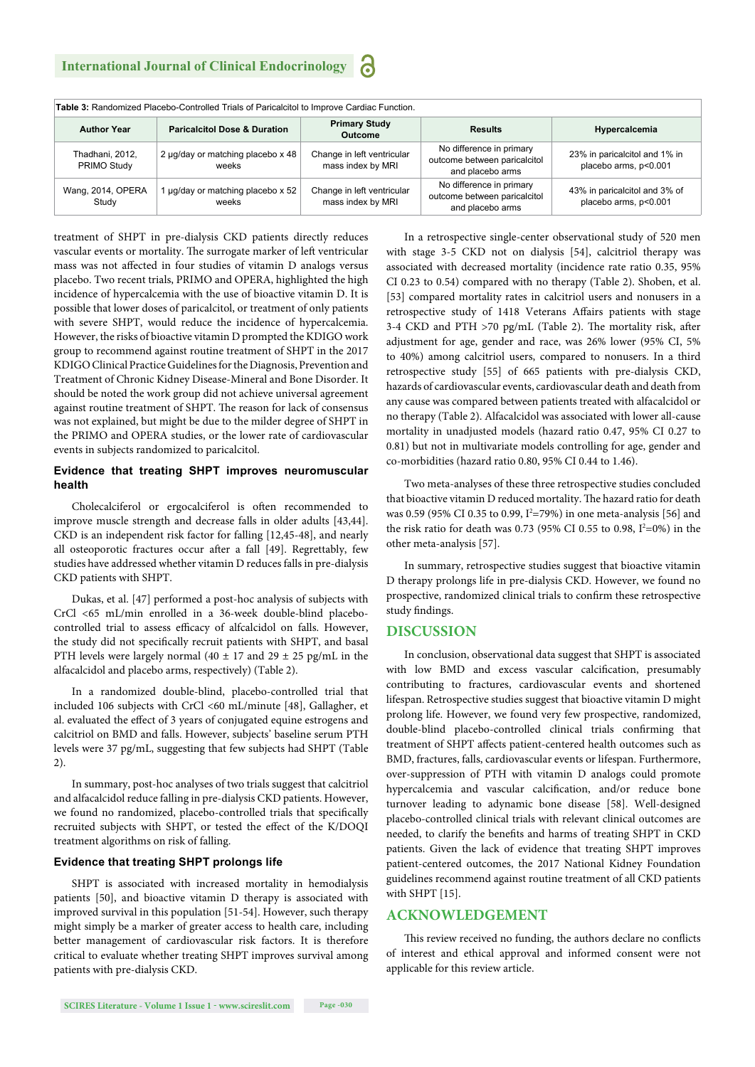Table 3: Randomized Placebo-Controlled Trials of Paricalcitol to Improve Cardiac Function.

| Author Year | Paricalcitol Dose & Duration | Primary Study Outcome | Results | Hypercalcemia |
|---|---|---|---|---|
| Thadhani, 2012, PRIMO Study | 2 µg/day or matching placebo x 48 weeks | Change in left ventricular mass index by MRI | No difference in primary outcome between paricalcitol and placebo arms | 23% in paricalcitol and 1% in placebo arms, p<0.001 |
| Wang, 2014, OPERA Study | 1 µg/day or matching placebo x 52 weeks | Change in left ventricular mass index by MRI | No difference in primary outcome between paricalcitol and placebo arms | 43% in paricalcitol and 3% of placebo arms, p<0.001 |

treatment of SHPT in pre-dialysis CKD patients directly reduces vascular events or mortality. The surrogate marker of left ventricular mass was not affected in four studies of vitamin D analogs versus placebo. Two recent trials, PRIMO and OPERA, highlighted the high incidence of hypercalcemia with the use of bioactive vitamin D. It is possible that lower doses of paricalcitol, or treatment of only patients with severe SHPT, would reduce the incidence of hypercalcemia. However, the risks of bioactive vitamin D prompted the KDIGO work group to recommend against routine treatment of SHPT in the 2017 KDIGO Clinical Practice Guidelines for the Diagnosis, Evaluation, Prevention and Treatment of Chronic Kidney Disease-Mineral and Bone Disorder. It should be noted the work group did not achieve universal agreement against routine treatment of SHPT. The reason for lack of consensus was not explained, but might be due to the milder degree of SHPT in the PRIMO and OPERA studies, or the lower rate of cardiovascular events in subjects randomized to paricalcitol.

### Evidence that treating SHPT improves neuromuscular health

Cholecalciferol or ergocalciferol is often recommended to improve muscle strength and decrease falls in older adults [43,44]. CKD is an independent risk factor for falling [12,45-48], and nearly all osteoporotic fractures occur after a fall [49]. Regrettably, few studies have addressed whether vitamin D reduces falls in pre-dialysis CKD patients with SHPT.

Dukas, et al. [47] performed a post-hoc analysis of subjects with CrCl <65 mL/min enrolled in a 36-week double-blind placebo-controlled trial to assess efficacy of alfcalcidol on falls. However, the study did not specifically recruit patients with SHPT, and basal PTH levels were largely normal (40 ± 17 and 29 ± 25 pg/mL in the alfacalcidol and placebo arms, respectively) (Table 2).

In a randomized double-blind, placebo-controlled trial that included 106 subjects with CrCl <60 mL/minute [48], Gallagher, et al. evaluated the effect of 3 years of conjugated equine estrogens and calcitriol on BMD and falls. However, subjects' baseline serum PTH levels were 37 pg/mL, suggesting that few subjects had SHPT (Table 2).

In summary, post-hoc analyses of two trials suggest that calcitriol and alfacalcidol reduce falling in pre-dialysis CKD patients. However, we found no randomized, placebo-controlled trials that specifically recruited subjects with SHPT, or tested the effect of the K/DOQI treatment algorithms on risk of falling.

### Evidence that treating SHPT prolongs life

SHPT is associated with increased mortality in hemodialysis patients [50], and bioactive vitamin D therapy is associated with improved survival in this population [51-54]. However, such therapy might simply be a marker of greater access to health care, including better management of cardiovascular risk factors. It is therefore critical to evaluate whether treating SHPT improves survival among patients with pre-dialysis CKD.

In a retrospective single-center observational study of 520 men with stage 3-5 CKD not on dialysis [54], calcitriol therapy was associated with decreased mortality (incidence rate ratio 0.35, 95% CI 0.23 to 0.54) compared with no therapy (Table 2). Shoben, et al. [53] compared mortality rates in calcitriol users and nonusers in a retrospective study of 1418 Veterans Affairs patients with stage 3-4 CKD and PTH >70 pg/mL (Table 2). The mortality risk, after adjustment for age, gender and race, was 26% lower (95% CI, 5% to 40%) among calcitriol users, compared to nonusers. In a third retrospective study [55] of 665 patients with pre-dialysis CKD, hazards of cardiovascular events, cardiovascular death and death from any cause was compared between patients treated with alfacalcidol or no therapy (Table 2). Alfacalcidol was associated with lower all-cause mortality in unadjusted models (hazard ratio 0.47, 95% CI 0.27 to 0.81) but not in multivariate models controlling for age, gender and co-morbidities (hazard ratio 0.80, 95% CI 0.44 to 1.46).

Two meta-analyses of these three retrospective studies concluded that bioactive vitamin D reduced mortality. The hazard ratio for death was 0.59 (95% CI 0.35 to 0.99, $I^2$=79%) in one meta-analysis [56] and the risk ratio for death was 0.73 (95% CI 0.55 to 0.98, $I^2$=0%) in the other meta-analysis [57].

In summary, retrospective studies suggest that bioactive vitamin D therapy prolongs life in pre-dialysis CKD. However, we found no prospective, randomized clinical trials to confirm these retrospective study findings.

## DISCUSSION

In conclusion, observational data suggest that SHPT is associated with low BMD and excess vascular calcification, presumably contributing to fractures, cardiovascular events and shortened lifespan. Retrospective studies suggest that bioactive vitamin D might prolong life. However, we found very few prospective, randomized, double-blind placebo-controlled clinical trials confirming that treatment of SHPT affects patient-centered health outcomes such as BMD, fractures, falls, cardiovascular events or lifespan. Furthermore, over-suppression of PTH with vitamin D analogs could promote hypercalcemia and vascular calcification, and/or reduce bone turnover leading to adynamic bone disease [58]. Well-designed placebo-controlled clinical trials with relevant clinical outcomes are needed, to clarify the benefits and harms of treating SHPT in CKD patients. Given the lack of evidence that treating SHPT improves patient-centered outcomes, the 2017 National Kidney Foundation guidelines recommend against routine treatment of all CKD patients with SHPT [15].

## ACKNOWLEDGEMENT

This review received no funding, the authors declare no conflicts of interest and ethical approval and informed consent were not applicable for this review article.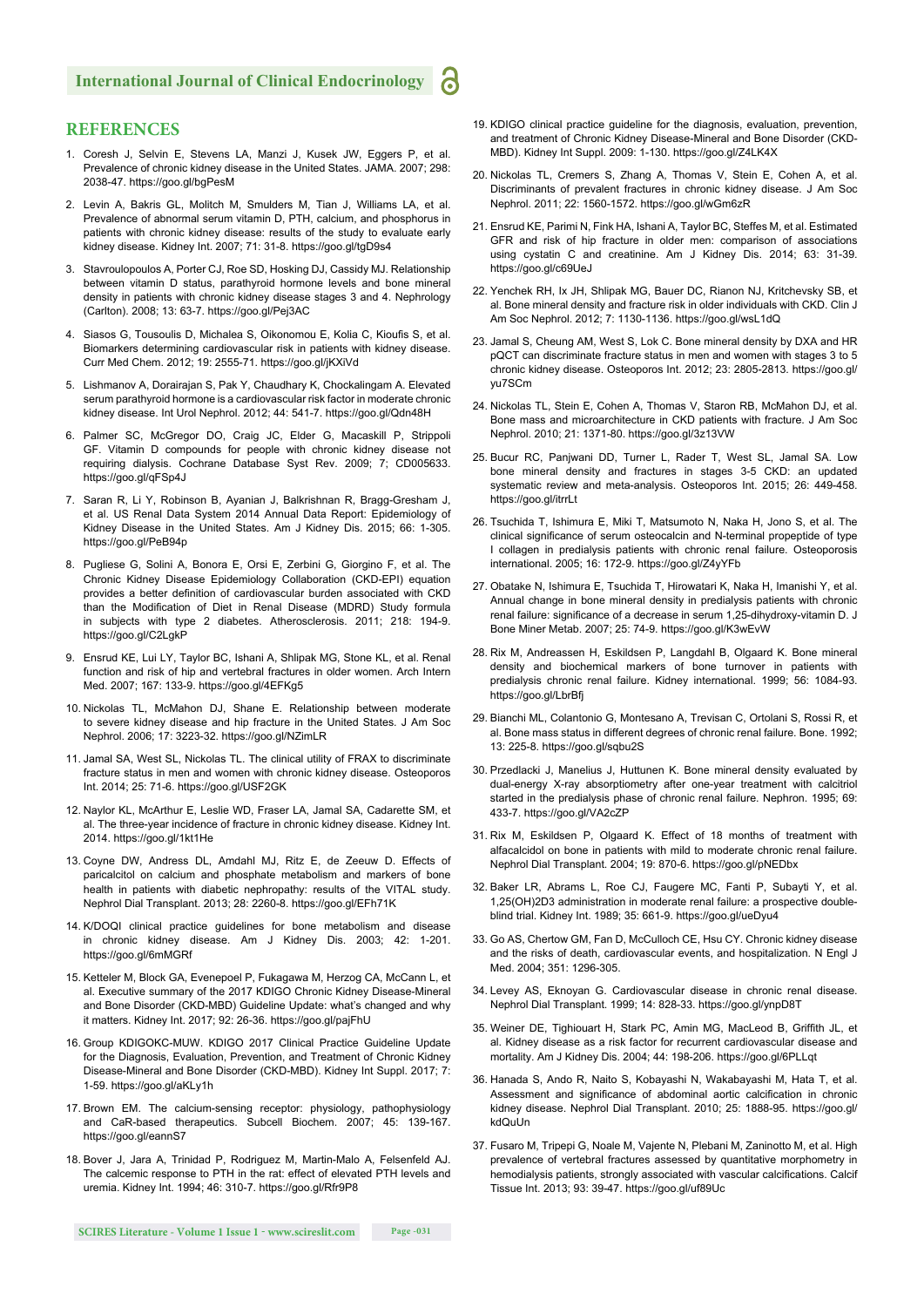## REFERENCES

1. Coresh J, Selvin E, Stevens LA, Manzi J, Kusek JW, Eggers P, et al. Prevalence of chronic kidney disease in the United States. JAMA. 2007; 298: 2038-47. https://goo.gl/bgPesM

2. Levin A, Bakris GL, Molitch M, Smulders M, Tian J, Williams LA, et al. Prevalence of abnormal serum vitamin D, PTH, calcium, and phosphorus in patients with chronic kidney disease: results of the study to evaluate early kidney disease. Kidney Int. 2007; 71: 31-8. https://goo.gl/tgD9s4

3. Stavroulopoulos A, Porter CJ, Roe SD, Hosking DJ, Cassidy MJ. Relationship between vitamin D status, parathyroid hormone levels and bone mineral density in patients with chronic kidney disease stages 3 and 4. Nephrology (Carlton). 2008; 13: 63-7. https://goo.gl/Pej3AC

4. Siasos G, Tousoulis D, Michalea S, Oikonomou E, Kolia C, Kioufis S, et al. Biomarkers determining cardiovascular risk in patients with kidney disease. Curr Med Chem. 2012; 19: 2555-71. https://goo.gl/jKXiVd

5. Lishmanov A, Dorairajan S, Pak Y, Chaudhary K, Chockalingam A. Elevated serum parathyroid hormone is a cardiovascular risk factor in moderate chronic kidney disease. Int Urol Nephrol. 2012; 44: 541-7. https://goo.gl/Qdn48H

6. Palmer SC, McGregor DO, Craig JC, Elder G, Macaskill P, Strippoli GF. Vitamin D compounds for people with chronic kidney disease not requiring dialysis. Cochrane Database Syst Rev. 2009; 7; CD005633. https://goo.gl/qFSp4J

7. Saran R, Li Y, Robinson B, Ayanian J, Balkrishnan R, Bragg-Gresham J, et al. US Renal Data System 2014 Annual Data Report: Epidemiology of Kidney Disease in the United States. Am J Kidney Dis. 2015; 66: 1-305. https://goo.gl/PeB94p

8. Pugliese G, Solini A, Bonora E, Orsi E, Zerbini G, Giorgino F, et al. The Chronic Kidney Disease Epidemiology Collaboration (CKD-EPI) equation provides a better definition of cardiovascular burden associated with CKD than the Modification of Diet in Renal Disease (MDRD) Study formula in subjects with type 2 diabetes. Atherosclerosis. 2011; 218: 194-9. https://goo.gl/C2LgkP

9. Ensrud KE, Lui LY, Taylor BC, Ishani A, Shlipak MG, Stone KL, et al. Renal function and risk of hip and vertebral fractures in older women. Arch Intern Med. 2007; 167: 133-9. https://goo.gl/4EFKg5

10. Nickolas TL, McMahon DJ, Shane E. Relationship between moderate to severe kidney disease and hip fracture in the United States. J Am Soc Nephrol. 2006; 17: 3223-32. https://goo.gl/NZimLR

11. Jamal SA, West SL, Nickolas TL. The clinical utility of FRAX to discriminate fracture status in men and women with chronic kidney disease. Osteoporos Int. 2014; 25: 71-6. https://goo.gl/USF2GK

12. Naylor KL, McArthur E, Leslie WD, Fraser LA, Jamal SA, Cadarette SM, et al. The three-year incidence of fracture in chronic kidney disease. Kidney Int. 2014. https://goo.gl/1kt1He

13. Coyne DW, Andress DL, Amdahl MJ, Ritz E, de Zeeuw D. Effects of paricalcitol on calcium and phosphate metabolism and markers of bone health in patients with diabetic nephropathy: results of the VITAL study. Nephrol Dial Transplant. 2013; 28: 2260-8. https://goo.gl/EFh71K

14. K/DOQI clinical practice guidelines for bone metabolism and disease in chronic kidney disease. Am J Kidney Dis. 2003; 42: 1-201. https://goo.gl/6mMGRf

15. Ketteler M, Block GA, Evenepoel P, Fukagawa M, Herzog CA, McCann L, et al. Executive summary of the 2017 KDIGO Chronic Kidney Disease-Mineral and Bone Disorder (CKD-MBD) Guideline Update: what's changed and why it matters. Kidney Int. 2017; 92: 26-36. https://goo.gl/pajFhU

16. Group KDIGOKC-MUW. KDIGO 2017 Clinical Practice Guideline Update for the Diagnosis, Evaluation, Prevention, and Treatment of Chronic Kidney Disease-Mineral and Bone Disorder (CKD-MBD). Kidney Int Suppl. 2017; 7: 1-59. https://goo.gl/aKLy1h

17. Brown EM. The calcium-sensing receptor: physiology, pathophysiology and CaR-based therapeutics. Subcell Biochem. 2007; 45: 139-167. https://goo.gl/eannS7

18. Bover J, Jara A, Trinidad P, Rodriguez M, Martin-Malo A, Felsenfeld AJ. The calcemic response to PTH in the rat: effect of elevated PTH levels and uremia. Kidney Int. 1994; 46: 310-7. https://goo.gl/Rfr9P8

19. KDIGO clinical practice guideline for the diagnosis, evaluation, prevention, and treatment of Chronic Kidney Disease-Mineral and Bone Disorder (CKD-MBD). Kidney Int Suppl. 2009: 1-130. https://goo.gl/Z4LK4X

20. Nickolas TL, Cremers S, Zhang A, Thomas V, Stein E, Cohen A, et al. Discriminants of prevalent fractures in chronic kidney disease. J Am Soc Nephrol. 2011; 22: 1560-1572. https://goo.gl/wGm6zR

21. Ensrud KE, Parimi N, Fink HA, Ishani A, Taylor BC, Steffes M, et al. Estimated GFR and risk of hip fracture in older men: comparison of associations using cystatin C and creatinine. Am J Kidney Dis. 2014; 63: 31-39. https://goo.gl/c69UeJ

22. Yenchek RH, Ix JH, Shlipak MG, Bauer DC, Rianon NJ, Kritchevsky SB, et al. Bone mineral density and fracture risk in older individuals with CKD. Clin J Am Soc Nephrol. 2012; 7: 1130-1136. https://goo.gl/wsL1dQ

23. Jamal S, Cheung AM, West S, Lok C. Bone mineral density by DXA and HR pQCT can discriminate fracture status in men and women with stages 3 to 5 chronic kidney disease. Osteoporos Int. 2012; 23: 2805-2813. https://goo.gl/yu7SCm

24. Nickolas TL, Stein E, Cohen A, Thomas V, Staron RB, McMahon DJ, et al. Bone mass and microarchitecture in CKD patients with fracture. J Am Soc Nephrol. 2010; 21: 1371-80. https://goo.gl/3z13VW

25. Bucur RC, Panjwani DD, Turner L, Rader T, West SL, Jamal SA. Low bone mineral density and fractures in stages 3-5 CKD: an updated systematic review and meta-analysis. Osteoporos Int. 2015; 26: 449-458. https://goo.gl/itrrLt

26. Tsuchida T, Ishimura E, Miki T, Matsumoto N, Naka H, Jono S, et al. The clinical significance of serum osteocalcin and N-terminal propeptide of type I collagen in predialysis patients with chronic renal failure. Osteoporosis international. 2005; 16: 172-9. https://goo.gl/Z4yYFb

27. Obatake N, Ishimura E, Tsuchida T, Hirowatari K, Naka H, Imanishi Y, et al. Annual change in bone mineral density in predialysis patients with chronic renal failure: significance of a decrease in serum 1,25-dihydroxy-vitamin D. J Bone Miner Metab. 2007; 25: 74-9. https://goo.gl/K3wEvW

28. Rix M, Andreassen H, Eskildsen P, Langdahl B, Olgaard K. Bone mineral density and biochemical markers of bone turnover in patients with predialysis chronic renal failure. Kidney international. 1999; 56: 1084-93. https://goo.gl/LbrBfj

29. Bianchi ML, Colantonio G, Montesano A, Trevisan C, Ortolani S, Rossi R, et al. Bone mass status in different degrees of chronic renal failure. Bone. 1992; 13: 225-8. https://goo.gl/sqbu2S

30. Przedlacki J, Manelius J, Huttunen K. Bone mineral density evaluated by dual-energy X-ray absorptiometry after one-year treatment with calcitriol started in the predialysis phase of chronic renal failure. Nephron. 1995; 69: 433-7. https://goo.gl/VA2cZP

31. Rix M, Eskildsen P, Olgaard K. Effect of 18 months of treatment with alfacalcidol on bone in patients with mild to moderate chronic renal failure. Nephrol Dial Transplant. 2004; 19: 870-6. https://goo.gl/pNEDbx

32. Baker LR, Abrams L, Roe CJ, Faugere MC, Fanti P, Subayti Y, et al. 1,25(OH)2D3 administration in moderate renal failure: a prospective double-blind trial. Kidney Int. 1989; 35: 661-9. https://goo.gl/ueDyu4

33. Go AS, Chertow GM, Fan D, McCulloch CE, Hsu CY. Chronic kidney disease and the risks of death, cardiovascular events, and hospitalization. N Engl J Med. 2004; 351: 1296-1305.

34. Levey AS, Eknoyan G. Cardiovascular disease in chronic renal disease. Nephrol Dial Transplant. 1999; 14: 828-33. https://goo.gl/ynpD8T

35. Weiner DE, Tighiouart H, Stark PC, Amin MG, MacLeod B, Griffith JL, et al. Kidney disease as a risk factor for recurrent cardiovascular disease and mortality. Am J Kidney Dis. 2004; 44: 198-206. https://goo.gl/6PLLqt

36. Hanada S, Ando R, Naito S, Kobayashi N, Wakabayashi M, Hata T, et al. Assessment and significance of abdominal aortic calcification in chronic kidney disease. Nephrol Dial Transplant. 2010; 25: 1888-95. https://goo.gl/kdQuUn

37. Fusaro M, Tripepi G, Noale M, Vajente N, Plebani M, Zaninotto M, et al. High prevalence of vertebral fractures assessed by quantitative morphometry in hemodialysis patients, strongly associated with vascular calcifications. Calcif Tissue Int. 2013; 93: 39-47. https://goo.gl/uf89Uc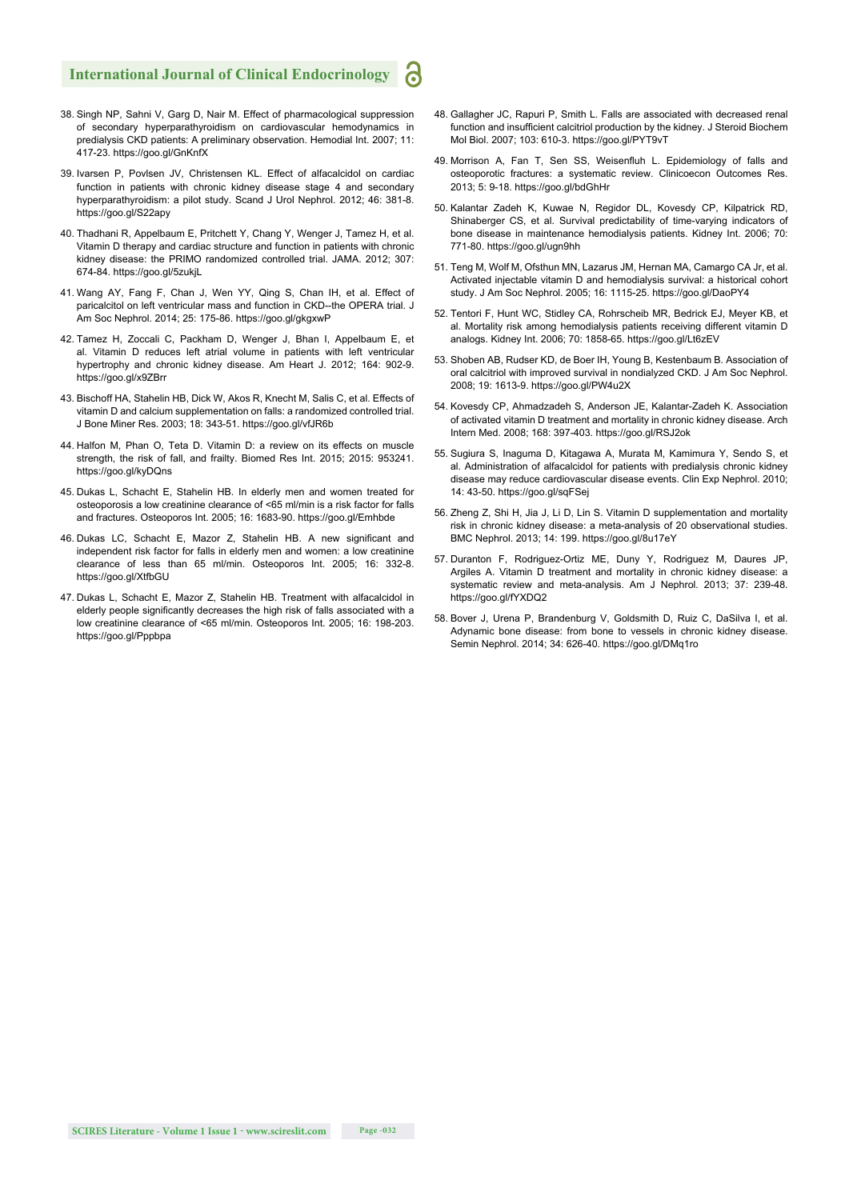38. Singh NP, Sahni V, Garg D, Nair M. Effect of pharmacological suppression of secondary hyperparathyroidism on cardiovascular hemodynamics in predialysis CKD patients: A preliminary observation. Hemodial Int. 2007; 11: 417-23. https://goo.gl/GnKnfX

39. Ivarsen P, Povlsen JV, Christensen KL. Effect of alfacalcidol on cardiac function in patients with chronic kidney disease stage 4 and secondary hyperparathyroidism: a pilot study. Scand J Urol Nephrol. 2012; 46: 381-8. https://goo.gl/S22apy

40. Thadhani R, Appelbaum E, Pritchett Y, Chang Y, Wenger J, Tamez H, et al. Vitamin D therapy and cardiac structure and function in patients with chronic kidney disease: the PRIMO randomized controlled trial. JAMA. 2012; 307: 674-84. https://goo.gl/5zukjL

41. Wang AY, Fang F, Chan J, Wen YY, Qing S, Chan IH, et al. Effect of paricalcitol on left ventricular mass and function in CKD--the OPERA trial. J Am Soc Nephrol. 2014; 25: 175-86. https://goo.gl/gkgxwP

42. Tamez H, Zoccali C, Packham D, Wenger J, Bhan I, Appelbaum E, et al. Vitamin D reduces left atrial volume in patients with left ventricular hypertrophy and chronic kidney disease. Am Heart J. 2012; 164: 902-9. https://goo.gl/x9ZBrr

43. Bischoff HA, Stahelin HB, Dick W, Akos R, Knecht M, Salis C, et al. Effects of vitamin D and calcium supplementation on falls: a randomized controlled trial. J Bone Miner Res. 2003; 18: 343-51. https://goo.gl/vfJR6b

44. Halfon M, Phan O, Teta D. Vitamin D: a review on its effects on muscle strength, the risk of fall, and frailty. Biomed Res Int. 2015; 2015: 953241. https://goo.gl/kyDQns

45. Dukas L, Schacht E, Stahelin HB. In elderly men and women treated for osteoporosis a low creatinine clearance of <65 ml/min is a risk factor for falls and fractures. Osteoporos Int. 2005; 16: 1683-90. https://goo.gl/Emhbde

46. Dukas LC, Schacht E, Mazor Z, Stahelin HB. A new significant and independent risk factor for falls in elderly men and women: a low creatinine clearance of less than 65 ml/min. Osteoporos Int. 2005; 16: 332-8. https://goo.gl/XtfbGU

47. Dukas L, Schacht E, Mazor Z, Stahelin HB. Treatment with alfacalcidol in elderly people significantly decreases the high risk of falls associated with a low creatinine clearance of <65 ml/min. Osteoporos Int. 2005; 16: 198-203. https://goo.gl/Pppbpa

48. Gallagher JC, Rapuri P, Smith L. Falls are associated with decreased renal function and insufficient calcitriol production by the kidney. J Steroid Biochem Mol Biol. 2007; 103: 610-3. https://goo.gl/PYT9vT

49. Morrison A, Fan T, Sen SS, Weisenfluh L. Epidemiology of falls and osteoporotic fractures: a systematic review. Clinicoecon Outcomes Res. 2013; 5: 9-18. https://goo.gl/bdGhHr

50. Kalantar Zadeh K, Kuwae N, Regidor DL, Kovesdy CP, Kilpatrick RD, Shinaberger CS, et al. Survival predictability of time-varying indicators of bone disease in maintenance hemodialysis patients. Kidney Int. 2006; 70: 771-80. https://goo.gl/ugn9hh

51. Teng M, Wolf M, Ofsthun MN, Lazarus JM, Hernan MA, Camargo CA Jr, et al. Activated injectable vitamin D and hemodialysis survival: a historical cohort study. J Am Soc Nephrol. 2005; 16: 1115-25. https://goo.gl/DaoPY4

52. Tentori F, Hunt WC, Stidley CA, Rohrscheib MR, Bedrick EJ, Meyer KB, et al. Mortality risk among hemodialysis patients receiving different vitamin D analogs. Kidney Int. 2006; 70: 1858-65. https://goo.gl/Lt6zEV

53. Shoben AB, Rudser KD, de Boer IH, Young B, Kestenbaum B. Association of oral calcitriol with improved survival in nondialyzed CKD. J Am Soc Nephrol. 2008; 19: 1613-9. https://goo.gl/PW4u2X

54. Kovesdy CP, Ahmadzadeh S, Anderson JE, Kalantar-Zadeh K. Association of activated vitamin D treatment and mortality in chronic kidney disease. Arch Intern Med. 2008; 168: 397-403. https://goo.gl/RSJ2ok

55. Sugiura S, Inaguma D, Kitagawa A, Murata M, Kamimura Y, Sendo S, et al. Administration of alfacalcidol for patients with predialysis chronic kidney disease may reduce cardiovascular disease events. Clin Exp Nephrol. 2010; 14: 43-50. https://goo.gl/sqFSej

56. Zheng Z, Shi H, Jia J, Li D, Lin S. Vitamin D supplementation and mortality risk in chronic kidney disease: a meta-analysis of 20 observational studies. BMC Nephrol. 2013; 14: 199. https://goo.gl/8u17eY

57. Duranton F, Rodriguez-Ortiz ME, Duny Y, Rodriguez M, Daures JP, Argiles A. Vitamin D treatment and mortality in chronic kidney disease: a systematic review and meta-analysis. Am J Nephrol. 2013; 37: 239-48. https://goo.gl/fYXDQ2

58. Bover J, Urena P, Brandenburg V, Goldsmith D, Ruiz C, DaSilva I, et al. Adynamic bone disease: from bone to vessels in chronic kidney disease. Semin Nephrol. 2014; 34: 626-40. https://goo.gl/DMq1ro